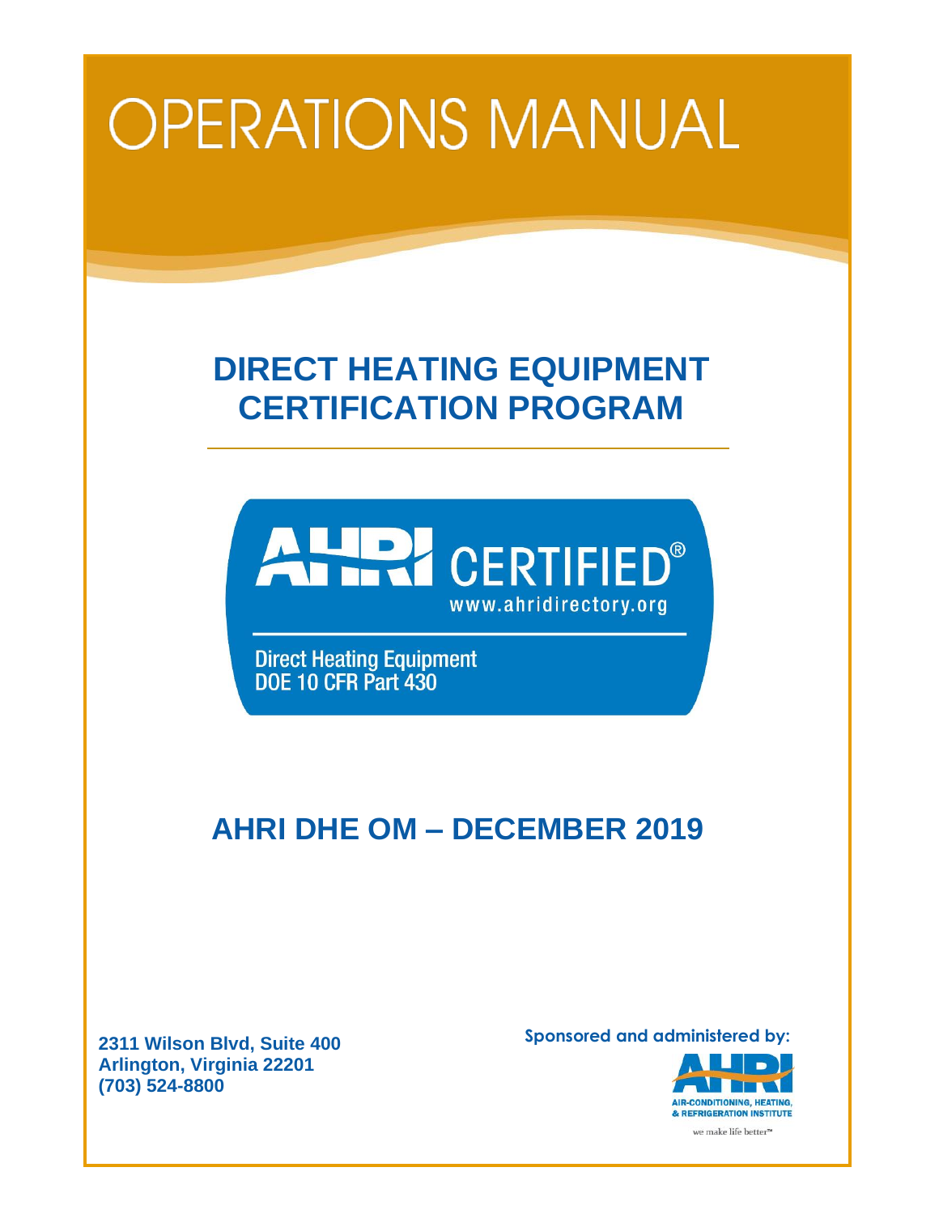# OPERATIONS MANUAL

## DIRECT HEATING EQUIPMENT CERTIFICATION PROGRAM

AHRI CERTIFIED®
www.ahridirectory.org

Direct Heating Equipment
DOE 10 CFR Part 430

## AHRI DHE OM – DECEMBER 2019

**2311 Wilson Blvd, Suite 400**
**Arlington, Virginia 22201**
**(703) 524-8800**

**Sponsored and administered by:**

AHRI
AIR-CONDITIONING, HEATING, & REFRIGERATION INSTITUTE
we make life better™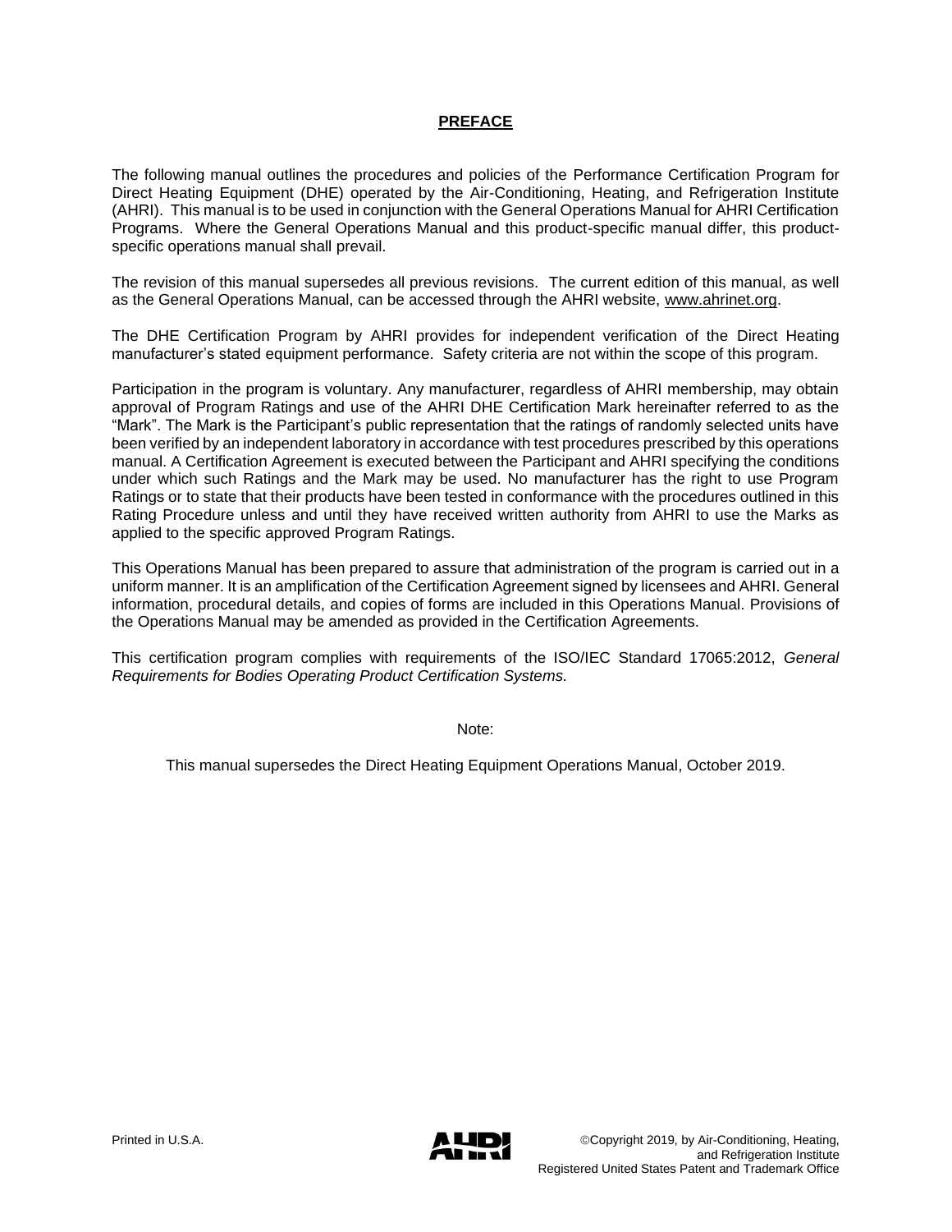## PREFACE

The following manual outlines the procedures and policies of the Performance Certification Program for Direct Heating Equipment (DHE) operated by the Air-Conditioning, Heating, and Refrigeration Institute (AHRI). This manual is to be used in conjunction with the General Operations Manual for AHRI Certification Programs. Where the General Operations Manual and this product-specific manual differ, this product-specific operations manual shall prevail.

The revision of this manual supersedes all previous revisions. The current edition of this manual, as well as the General Operations Manual, can be accessed through the AHRI website, www.ahrinet.org.

The DHE Certification Program by AHRI provides for independent verification of the Direct Heating manufacturer's stated equipment performance. Safety criteria are not within the scope of this program.

Participation in the program is voluntary. Any manufacturer, regardless of AHRI membership, may obtain approval of Program Ratings and use of the AHRI DHE Certification Mark hereinafter referred to as the "Mark". The Mark is the Participant's public representation that the ratings of randomly selected units have been verified by an independent laboratory in accordance with test procedures prescribed by this operations manual. A Certification Agreement is executed between the Participant and AHRI specifying the conditions under which such Ratings and the Mark may be used. No manufacturer has the right to use Program Ratings or to state that their products have been tested in conformance with the procedures outlined in this Rating Procedure unless and until they have received written authority from AHRI to use the Marks as applied to the specific approved Program Ratings.

This Operations Manual has been prepared to assure that administration of the program is carried out in a uniform manner. It is an amplification of the Certification Agreement signed by licensees and AHRI. General information, procedural details, and copies of forms are included in this Operations Manual. Provisions of the Operations Manual may be amended as provided in the Certification Agreements.

This certification program complies with requirements of the ISO/IEC Standard 17065:2012, *General Requirements for Bodies Operating Product Certification Systems.*

Note:

This manual supersedes the Direct Heating Equipment Operations Manual, October 2019.

Printed in U.S.A.

©Copyright 2019, by Air-Conditioning, Heating, and Refrigeration Institute
Registered United States Patent and Trademark Office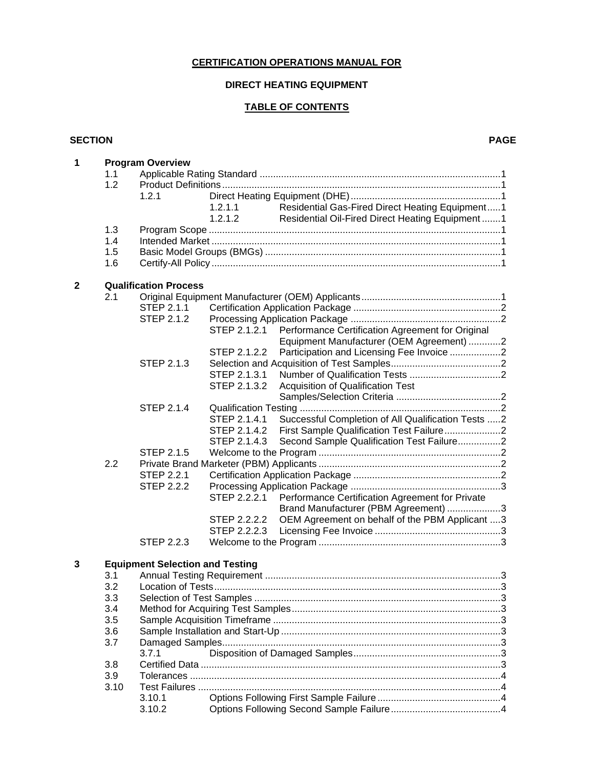**CERTIFICATION OPERATIONS MANUAL FOR**

**DIRECT HEATING EQUIPMENT**

**TABLE OF CONTENTS**

| SECTION | | | | PAGE |
|---|---|---|---|---|
| **1** | **Program Overview** | | | |
| | 1.1 | Applicable Rating Standard | | 1 |
| | 1.2 | Product Definitions | | 1 |
| | | 1.2.1 | Direct Heating Equipment (DHE) | 1 |
| | | 1.2.1.1 | Residential Gas-Fired Direct Heating Equipment | 1 |
| | | 1.2.1.2 | Residential Oil-Fired Direct Heating Equipment | 1 |
| | 1.3 | Program Scope | | 1 |
| | 1.4 | Intended Market | | 1 |
| | 1.5 | Basic Model Groups (BMGs) | | 1 |
| | 1.6 | Certify-All Policy | | 1 |
| **2** | **Qualification Process** | | | |
| | 2.1 | Original Equipment Manufacturer (OEM) Applicants | | 1 |
| | | STEP 2.1.1 | Certification Application Package | 2 |
| | | STEP 2.1.2 | Processing Application Package | 2 |
| | | STEP 2.1.2.1 | Performance Certification Agreement for Original Equipment Manufacturer (OEM Agreement) | 2 |
| | | STEP 2.1.2.2 | Participation and Licensing Fee Invoice | 2 |
| | | STEP 2.1.3 | Selection and Acquisition of Test Samples | 2 |
| | | STEP 2.1.3.1 | Number of Qualification Tests | 2 |
| | | STEP 2.1.3.2 | Acquisition of Qualification Test Samples/Selection Criteria | 2 |
| | | STEP 2.1.4 | Qualification Testing | 2 |
| | | STEP 2.1.4.1 | Successful Completion of All Qualification Tests | 2 |
| | | STEP 2.1.4.2 | First Sample Qualification Test Failure | 2 |
| | | STEP 2.1.4.3 | Second Sample Qualification Test Failure | 2 |
| | | STEP 2.1.5 | Welcome to the Program | 2 |
| | 2.2 | Private Brand Marketer (PBM) Applicants | | 2 |
| | | STEP 2.2.1 | Certification Application Package | 2 |
| | | STEP 2.2.2 | Processing Application Package | 3 |
| | | STEP 2.2.2.1 | Performance Certification Agreement for Private Brand Manufacturer (PBM Agreement) | 3 |
| | | STEP 2.2.2.2 | OEM Agreement on behalf of the PBM Applicant | 3 |
| | | STEP 2.2.2.3 | Licensing Fee Invoice | 3 |
| | | STEP 2.2.3 | Welcome to the Program | 3 |
| **3** | **Equipment Selection and Testing** | | | |
| | 3.1 | Annual Testing Requirement | | 3 |
| | 3.2 | Location of Tests | | 3 |
| | 3.3 | Selection of Test Samples | | 3 |
| | 3.4 | Method for Acquiring Test Samples | | 3 |
| | 3.5 | Sample Acquisition Timeframe | | 3 |
| | 3.6 | Sample Installation and Start-Up | | 3 |
| | 3.7 | Damaged Samples | | 3 |
| | | 3.7.1 | Disposition of Damaged Samples | 3 |
| | 3.8 | Certified Data | | 3 |
| | 3.9 | Tolerances | | 4 |
| | 3.10 | Test Failures | | 4 |
| | | 3.10.1 | Options Following First Sample Failure | 4 |
| | | 3.10.2 | Options Following Second Sample Failure | 4 |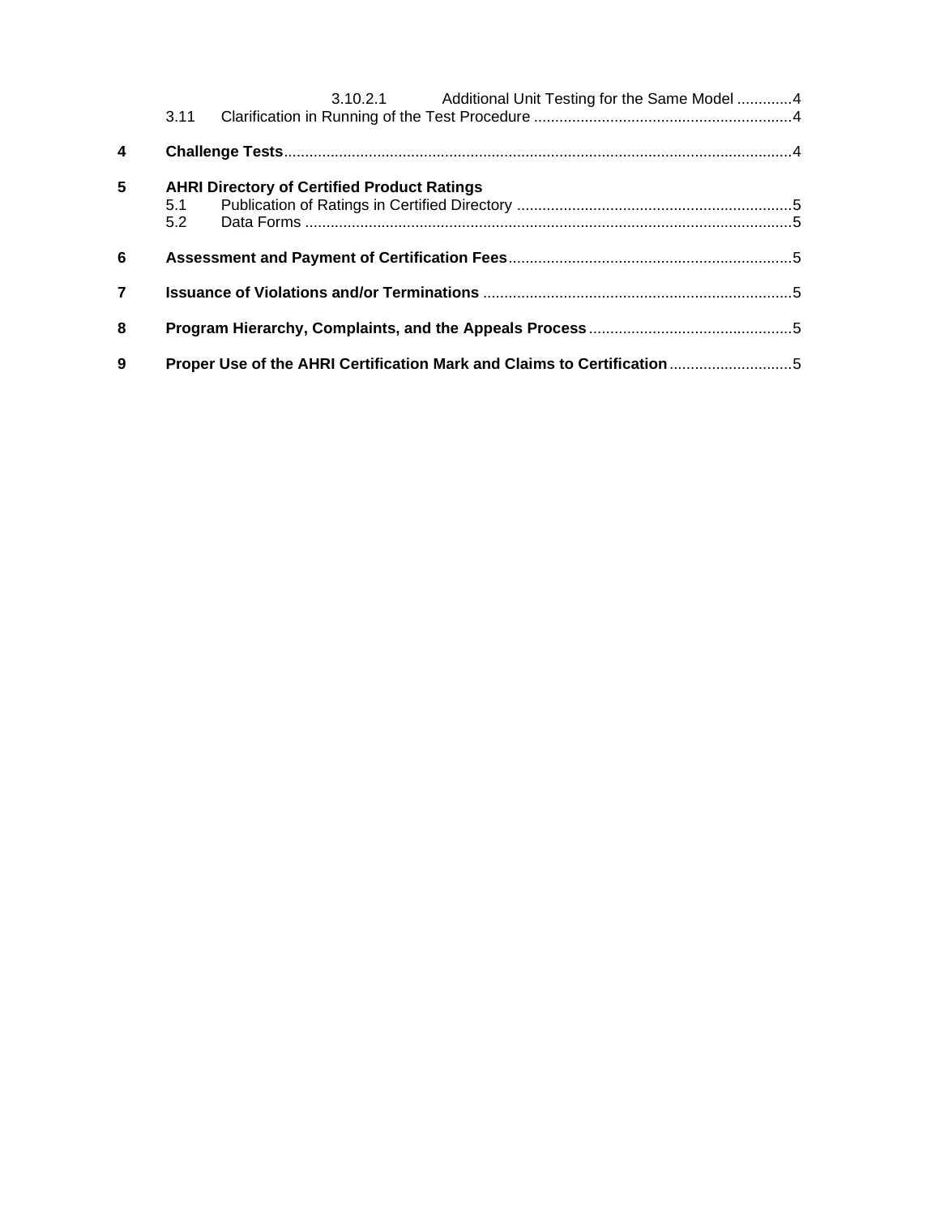3.10.2.1 Additional Unit Testing for the Same Model ............4

3.11 Clarification in Running of the Test Procedure ............4

**4 Challenge Tests** ............4

**5 AHRI Directory of Certified Product Ratings**

5.1 Publication of Ratings in Certified Directory ............5

5.2 Data Forms ............5

**6 Assessment and Payment of Certification Fees** ............5

**7 Issuance of Violations and/or Terminations** ............5

**8 Program Hierarchy, Complaints, and the Appeals Process** ............5

**9 Proper Use of the AHRI Certification Mark and Claims to Certification** ............5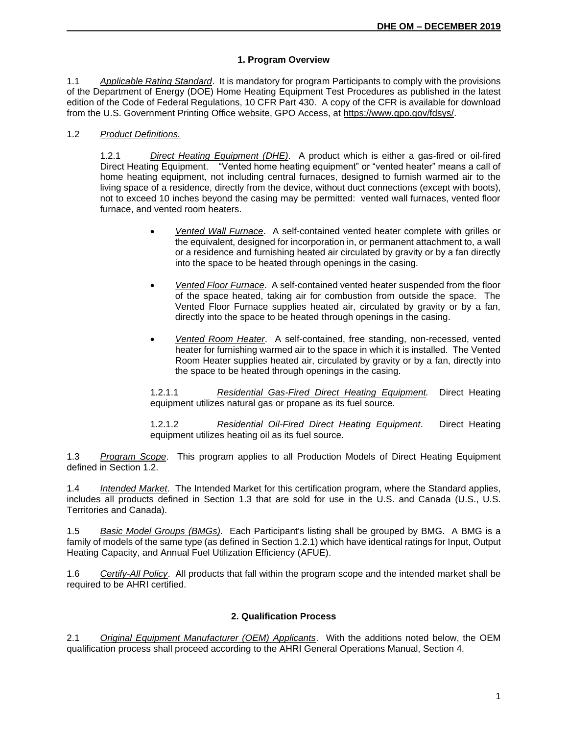## 1. Program Overview

1.1 *Applicable Rating Standard*. It is mandatory for program Participants to comply with the provisions of the Department of Energy (DOE) Home Heating Equipment Test Procedures as published in the latest edition of the Code of Federal Regulations, 10 CFR Part 430. A copy of the CFR is available for download from the U.S. Government Printing Office website, GPO Access, at https://www.gpo.gov/fdsys/.

1.2 *Product Definitions.*

1.2.1 *Direct Heating Equipment (DHE)*. A product which is either a gas-fired or oil-fired Direct Heating Equipment. "Vented home heating equipment" or "vented heater" means a call of home heating equipment, not including central furnaces, designed to furnish warmed air to the living space of a residence, directly from the device, without duct connections (except with boots), not to exceed 10 inches beyond the casing may be permitted: vented wall furnaces, vented floor furnace, and vented room heaters.

- *Vented Wall Furnace*. A self-contained vented heater complete with grilles or the equivalent, designed for incorporation in, or permanent attachment to, a wall or a residence and furnishing heated air circulated by gravity or by a fan directly into the space to be heated through openings in the casing.
- *Vented Floor Furnace*. A self-contained vented heater suspended from the floor of the space heated, taking air for combustion from outside the space. The Vented Floor Furnace supplies heated air, circulated by gravity or by a fan, directly into the space to be heated through openings in the casing.
- *Vented Room Heater*. A self-contained, free standing, non-recessed, vented heater for furnishing warmed air to the space in which it is installed. The Vented Room Heater supplies heated air, circulated by gravity or by a fan, directly into the space to be heated through openings in the casing.

1.2.1.1 *Residential Gas-Fired Direct Heating Equipment.* Direct Heating equipment utilizes natural gas or propane as its fuel source.

1.2.1.2 *Residential Oil-Fired Direct Heating Equipment*. Direct Heating equipment utilizes heating oil as its fuel source.

1.3 *Program Scope*. This program applies to all Production Models of Direct Heating Equipment defined in Section 1.2.

1.4 *Intended Market*. The Intended Market for this certification program, where the Standard applies, includes all products defined in Section 1.3 that are sold for use in the U.S. and Canada (U.S., U.S. Territories and Canada).

1.5 *Basic Model Groups (BMGs)*. Each Participant's listing shall be grouped by BMG. A BMG is a family of models of the same type (as defined in Section 1.2.1) which have identical ratings for Input, Output Heating Capacity, and Annual Fuel Utilization Efficiency (AFUE).

1.6 *Certify-All Policy*. All products that fall within the program scope and the intended market shall be required to be AHRI certified.

## 2. Qualification Process

2.1 *Original Equipment Manufacturer (OEM) Applicants*. With the additions noted below, the OEM qualification process shall proceed according to the AHRI General Operations Manual, Section 4.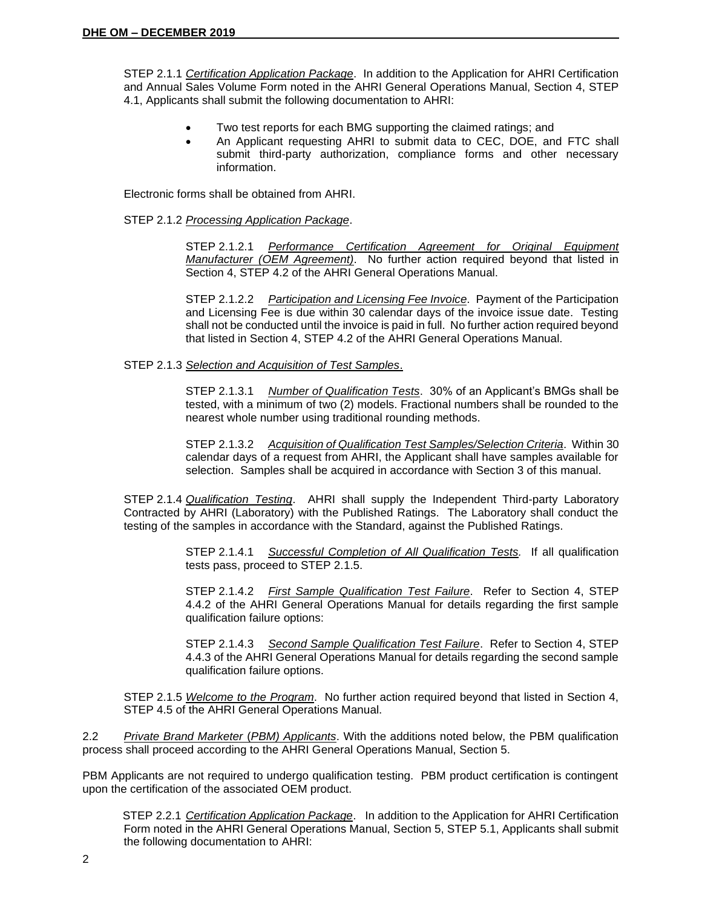STEP 2.1.1 _Certification Application Package_. In addition to the Application for AHRI Certification and Annual Sales Volume Form noted in the AHRI General Operations Manual, Section 4, STEP 4.1, Applicants shall submit the following documentation to AHRI:

- Two test reports for each BMG supporting the claimed ratings; and
- An Applicant requesting AHRI to submit data to CEC, DOE, and FTC shall submit third-party authorization, compliance forms and other necessary information.

Electronic forms shall be obtained from AHRI.

STEP 2.1.2 _Processing Application Package_.

STEP 2.1.2.1 _Performance Certification Agreement for Original Equipment Manufacturer (OEM Agreement)_. No further action required beyond that listed in Section 4, STEP 4.2 of the AHRI General Operations Manual.

STEP 2.1.2.2 _Participation and Licensing Fee Invoice_. Payment of the Participation and Licensing Fee is due within 30 calendar days of the invoice issue date. Testing shall not be conducted until the invoice is paid in full. No further action required beyond that listed in Section 4, STEP 4.2 of the AHRI General Operations Manual.

STEP 2.1.3 _Selection and Acquisition of Test Samples_.

STEP 2.1.3.1 _Number of Qualification Tests_. 30% of an Applicant's BMGs shall be tested, with a minimum of two (2) models. Fractional numbers shall be rounded to the nearest whole number using traditional rounding methods.

STEP 2.1.3.2 _Acquisition of Qualification Test Samples/Selection Criteria_. Within 30 calendar days of a request from AHRI, the Applicant shall have samples available for selection. Samples shall be acquired in accordance with Section 3 of this manual.

STEP 2.1.4 _Qualification Testing_. AHRI shall supply the Independent Third-party Laboratory Contracted by AHRI (Laboratory) with the Published Ratings. The Laboratory shall conduct the testing of the samples in accordance with the Standard, against the Published Ratings.

STEP 2.1.4.1 _Successful Completion of All Qualification Tests._ If all qualification tests pass, proceed to STEP 2.1.5.

STEP 2.1.4.2 _First Sample Qualification Test Failure_. Refer to Section 4, STEP 4.4.2 of the AHRI General Operations Manual for details regarding the first sample qualification failure options:

STEP 2.1.4.3 _Second Sample Qualification Test Failure_. Refer to Section 4, STEP 4.4.3 of the AHRI General Operations Manual for details regarding the second sample qualification failure options.

STEP 2.1.5 _Welcome to the Program_. No further action required beyond that listed in Section 4, STEP 4.5 of the AHRI General Operations Manual.

2.2 _Private Brand Marketer (PBM) Applicants_. With the additions noted below, the PBM qualification process shall proceed according to the AHRI General Operations Manual, Section 5.

PBM Applicants are not required to undergo qualification testing. PBM product certification is contingent upon the certification of the associated OEM product.

STEP 2.2.1 _Certification Application Package_. In addition to the Application for AHRI Certification Form noted in the AHRI General Operations Manual, Section 5, STEP 5.1, Applicants shall submit the following documentation to AHRI: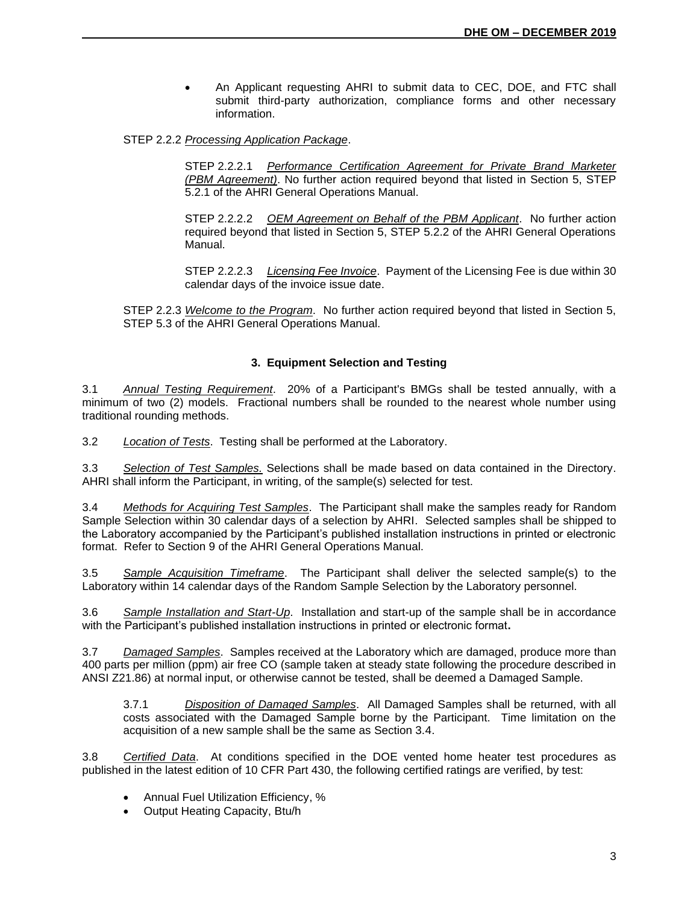- An Applicant requesting AHRI to submit data to CEC, DOE, and FTC shall submit third-party authorization, compliance forms and other necessary information.

STEP 2.2.2 _Processing Application Package_.

STEP 2.2.2.1 _Performance Certification Agreement for Private Brand Marketer (PBM Agreement)_. No further action required beyond that listed in Section 5, STEP 5.2.1 of the AHRI General Operations Manual.

STEP 2.2.2.2 _OEM Agreement on Behalf of the PBM Applicant_. No further action required beyond that listed in Section 5, STEP 5.2.2 of the AHRI General Operations Manual.

STEP 2.2.2.3 _Licensing Fee Invoice_. Payment of the Licensing Fee is due within 30 calendar days of the invoice issue date.

STEP 2.2.3 _Welcome to the Program_. No further action required beyond that listed in Section 5, STEP 5.3 of the AHRI General Operations Manual.

## 3. Equipment Selection and Testing

3.1 _Annual Testing Requirement_. 20% of a Participant's BMGs shall be tested annually, with a minimum of two (2) models. Fractional numbers shall be rounded to the nearest whole number using traditional rounding methods.

3.2 _Location of Tests_. Testing shall be performed at the Laboratory.

3.3 _Selection of Test Samples._ Selections shall be made based on data contained in the Directory. AHRI shall inform the Participant, in writing, of the sample(s) selected for test.

3.4 _Methods for Acquiring Test Samples_. The Participant shall make the samples ready for Random Sample Selection within 30 calendar days of a selection by AHRI. Selected samples shall be shipped to the Laboratory accompanied by the Participant's published installation instructions in printed or electronic format. Refer to Section 9 of the AHRI General Operations Manual.

3.5 _Sample Acquisition Timeframe_. The Participant shall deliver the selected sample(s) to the Laboratory within 14 calendar days of the Random Sample Selection by the Laboratory personnel.

3.6 _Sample Installation and Start-Up_. Installation and start-up of the sample shall be in accordance with the Participant's published installation instructions in printed or electronic format**.**

3.7 _Damaged Samples_. Samples received at the Laboratory which are damaged, produce more than 400 parts per million (ppm) air free CO (sample taken at steady state following the procedure described in ANSI Z21.86) at normal input, or otherwise cannot be tested, shall be deemed a Damaged Sample.

3.7.1 _Disposition of Damaged Samples_. All Damaged Samples shall be returned, with all costs associated with the Damaged Sample borne by the Participant. Time limitation on the acquisition of a new sample shall be the same as Section 3.4.

3.8 _Certified Data_. At conditions specified in the DOE vented home heater test procedures as published in the latest edition of 10 CFR Part 430, the following certified ratings are verified, by test:

- Annual Fuel Utilization Efficiency, %
- Output Heating Capacity, Btu/h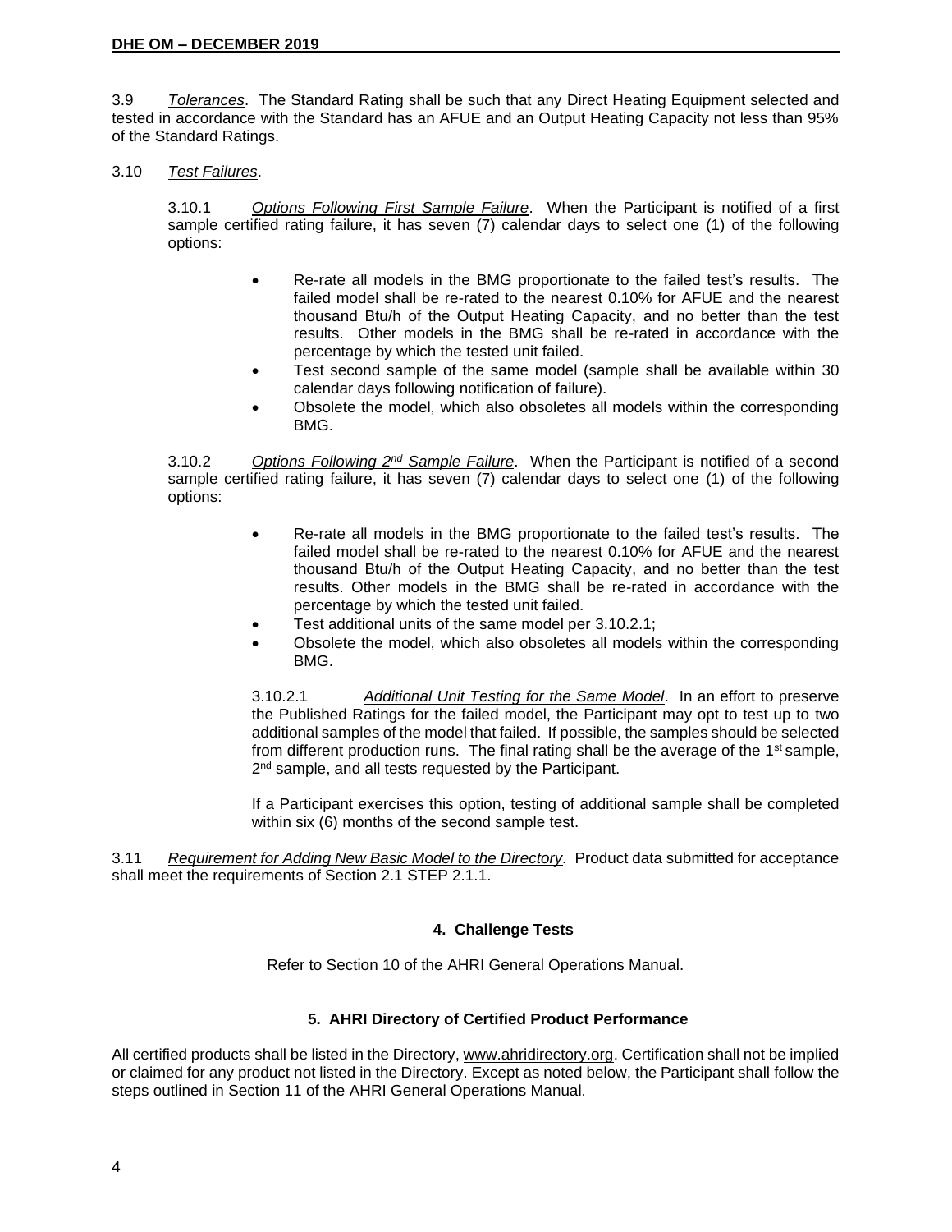3.9 *Tolerances*. The Standard Rating shall be such that any Direct Heating Equipment selected and tested in accordance with the Standard has an AFUE and an Output Heating Capacity not less than 95% of the Standard Ratings.

3.10 *Test Failures*.

3.10.1 *Options Following First Sample Failure*. When the Participant is notified of a first sample certified rating failure, it has seven (7) calendar days to select one (1) of the following options:

- Re-rate all models in the BMG proportionate to the failed test's results. The failed model shall be re-rated to the nearest 0.10% for AFUE and the nearest thousand Btu/h of the Output Heating Capacity, and no better than the test results. Other models in the BMG shall be re-rated in accordance with the percentage by which the tested unit failed.
- Test second sample of the same model (sample shall be available within 30 calendar days following notification of failure).
- Obsolete the model, which also obsoletes all models within the corresponding BMG.

3.10.2 *Options Following 2nd Sample Failure*. When the Participant is notified of a second sample certified rating failure, it has seven (7) calendar days to select one (1) of the following options:

- Re-rate all models in the BMG proportionate to the failed test's results. The failed model shall be re-rated to the nearest 0.10% for AFUE and the nearest thousand Btu/h of the Output Heating Capacity, and no better than the test results. Other models in the BMG shall be re-rated in accordance with the percentage by which the tested unit failed.
- Test additional units of the same model per 3.10.2.1;
- Obsolete the model, which also obsoletes all models within the corresponding BMG.

3.10.2.1 *Additional Unit Testing for the Same Model*. In an effort to preserve the Published Ratings for the failed model, the Participant may opt to test up to two additional samples of the model that failed. If possible, the samples should be selected from different production runs. The final rating shall be the average of the 1st sample, 2nd sample, and all tests requested by the Participant.

If a Participant exercises this option, testing of additional sample shall be completed within six (6) months of the second sample test.

3.11 *Requirement for Adding New Basic Model to the Directory.* Product data submitted for acceptance shall meet the requirements of Section 2.1 STEP 2.1.1.

## 4. Challenge Tests

Refer to Section 10 of the AHRI General Operations Manual.

## 5. AHRI Directory of Certified Product Performance

All certified products shall be listed in the Directory, www.ahridirectory.org. Certification shall not be implied or claimed for any product not listed in the Directory. Except as noted below, the Participant shall follow the steps outlined in Section 11 of the AHRI General Operations Manual.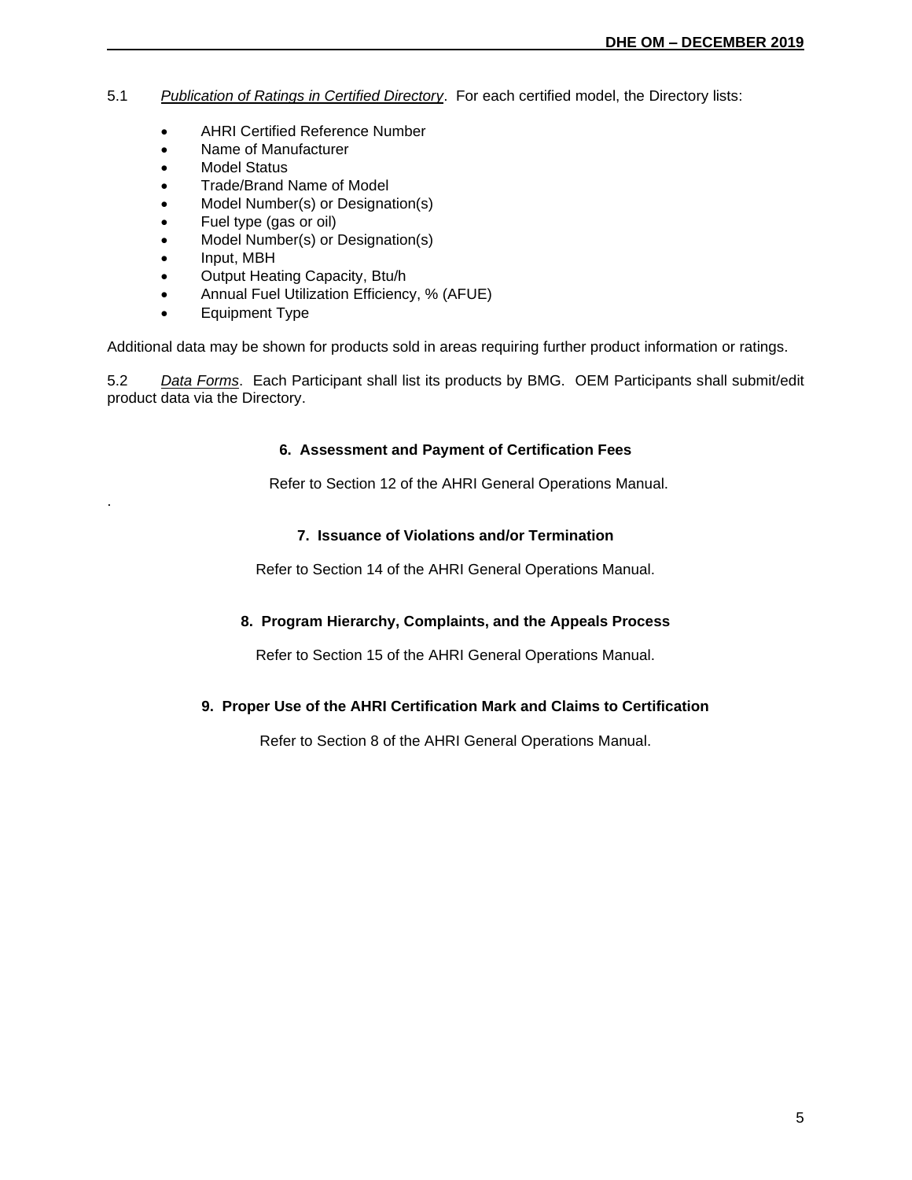5.1 *Publication of Ratings in Certified Directory*. For each certified model, the Directory lists:

- AHRI Certified Reference Number
- Name of Manufacturer
- Model Status
- Trade/Brand Name of Model
- Model Number(s) or Designation(s)
- Fuel type (gas or oil)
- Model Number(s) or Designation(s)
- Input, MBH
- Output Heating Capacity, Btu/h
- Annual Fuel Utilization Efficiency, % (AFUE)
- Equipment Type

Additional data may be shown for products sold in areas requiring further product information or ratings.

5.2 *Data Forms*. Each Participant shall list its products by BMG. OEM Participants shall submit/edit product data via the Directory.

## 6. Assessment and Payment of Certification Fees

Refer to Section 12 of the AHRI General Operations Manual.

## 7. Issuance of Violations and/or Termination

Refer to Section 14 of the AHRI General Operations Manual.

## 8. Program Hierarchy, Complaints, and the Appeals Process

Refer to Section 15 of the AHRI General Operations Manual.

## 9. Proper Use of the AHRI Certification Mark and Claims to Certification

Refer to Section 8 of the AHRI General Operations Manual.